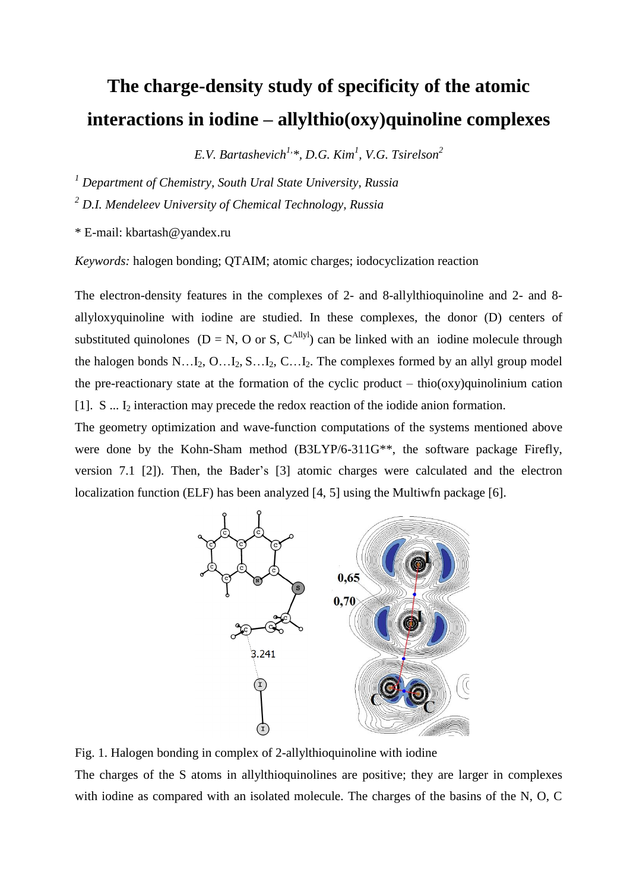# The charge-density study of specificity of the atomic interactions in iodine – allylthio(oxy)quinoline complexes

*E.V. Bartashevich[1,]\*, D.G. Kim[1], V.G. Tsirelson[2]*

[1] *Department of Chemistry, South Ural State University, Russia*

[2] *D.I. Mendeleev University of Chemical Technology, Russia*

\* E-mail: kbartash@yandex.ru

*Keywords:* halogen bonding; QTAIM; atomic charges; iodocyclization reaction

The electron-density features in the complexes of 2- and 8-allylthioquinoline and 2- and 8-allyloxyquinoline with iodine are studied. In these complexes, the donor (D) centers of substituted quinolones (D = N, O or S, $C^{Allyl}$) can be linked with an iodine molecule through the halogen bonds N…$I_2$, O…$I_2$, S…$I_2$, C…$I_2$. The complexes formed by an allyl group model the pre-reactionary state at the formation of the cyclic product – thio(oxy)quinolinium cation [1]. S ... $I_2$ interaction may precede the redox reaction of the iodide anion formation.

The geometry optimization and wave-function computations of the systems mentioned above were done by the Kohn-Sham method (B3LYP/6-311G\*\*, the software package Firefly, version 7.1 [2]). Then, the Bader's [3] atomic charges were calculated and the electron localization function (ELF) has been analyzed [4, 5] using the Multiwfn package [6].

Fig. 1. Halogen bonding in complex of 2-allylthioquinoline with iodine

The charges of the S atoms in allylthioquinolines are positive; they are larger in complexes with iodine as compared with an isolated molecule. The charges of the basins of the N, O, C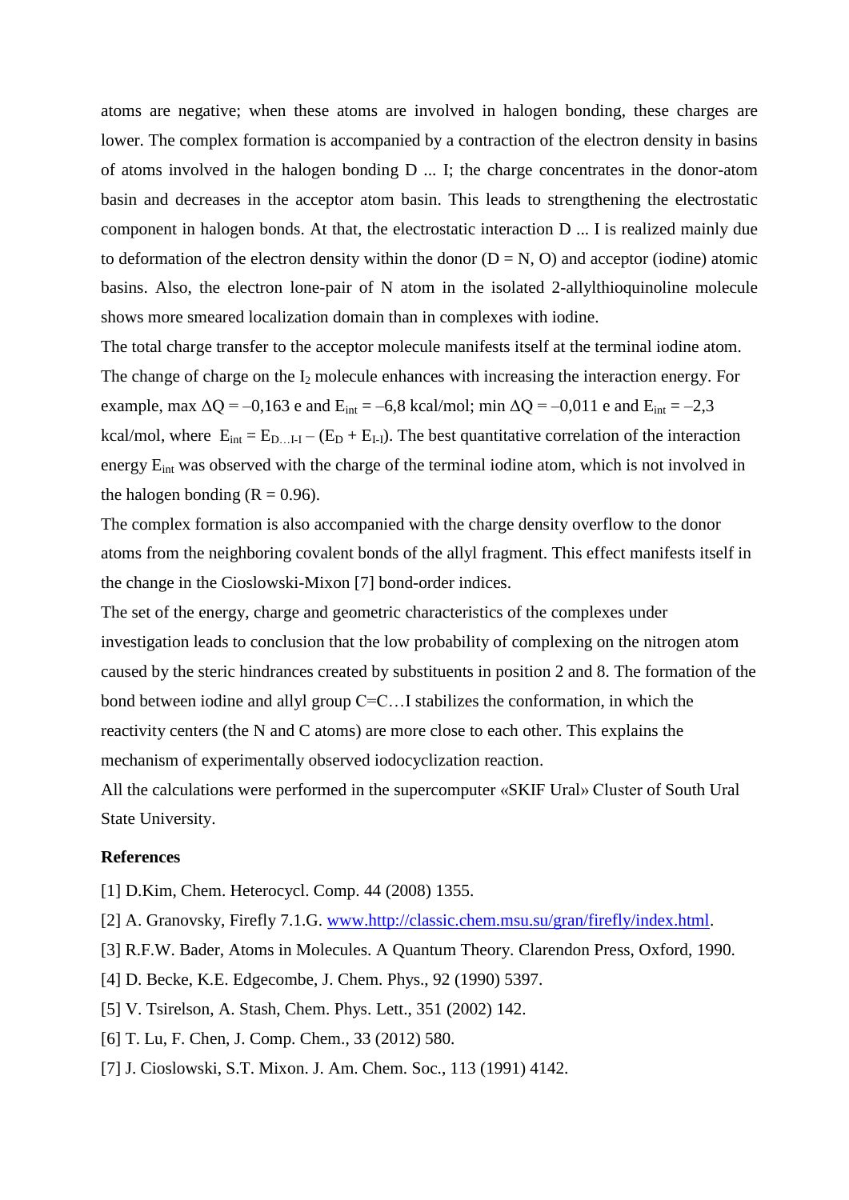atoms are negative; when these atoms are involved in halogen bonding, these charges are lower. The complex formation is accompanied by a contraction of the electron density in basins of atoms involved in the halogen bonding D ... I; the charge concentrates in the donor-atom basin and decreases in the acceptor atom basin. This leads to strengthening the electrostatic component in halogen bonds. At that, the electrostatic interaction D ... I is realized mainly due to deformation of the electron density within the donor (D = N, O) and acceptor (iodine) atomic basins. Also, the electron lone-pair of N atom in the isolated 2-allylthioquinoline molecule shows more smeared localization domain than in complexes with iodine.

The total charge transfer to the acceptor molecule manifests itself at the terminal iodine atom. The change of charge on the $I_2$ molecule enhances with increasing the interaction energy. For example, max $\Delta Q = -0{,}163$ e and $E_{int} = -6{,}8$ kcal/mol; min $\Delta Q = -0{,}011$ e and $E_{int} = -2{,}3$ kcal/mol, where $E_{int} = E_{D\ldots I\text{-}I} - (E_D + E_{I\text{-}I})$. The best quantitative correlation of the interaction energy $E_{int}$ was observed with the charge of the terminal iodine atom, which is not involved in the halogen bonding (R = 0.96).

The complex formation is also accompanied with the charge density overflow to the donor atoms from the neighboring covalent bonds of the allyl fragment. This effect manifests itself in the change in the Cioslowski-Mixon [7] bond-order indices.

The set of the energy, charge and geometric characteristics of the complexes under investigation leads to conclusion that the low probability of complexing on the nitrogen atom caused by the steric hindrances created by substituents in position 2 and 8. The formation of the bond between iodine and allyl group C=C…I stabilizes the conformation, in which the reactivity centers (the N and C atoms) are more close to each other. This explains the mechanism of experimentally observed iodocyclization reaction.

All the calculations were performed in the supercomputer «SKIF Ural» Cluster of South Ural State University.

**References**

[1] D.Kim, Chem. Heterocycl. Comp. 44 (2008) 1355.

[2] A. Granovsky, Firefly 7.1.G. www.http://classic.chem.msu.su/gran/firefly/index.html.

[3] R.F.W. Bader, Atoms in Molecules. A Quantum Theory. Clarendon Press, Oxford, 1990.

[4] D. Becke, K.E. Edgecombe, J. Chem. Phys., 92 (1990) 5397.

[5] V. Tsirelson, A. Stash, Chem. Phys. Lett., 351 (2002) 142.

[6] T. Lu, F. Chen, J. Comp. Chem., 33 (2012) 580.

[7] J. Cioslowski, S.T. Mixon. J. Am. Chem. Soc., 113 (1991) 4142.